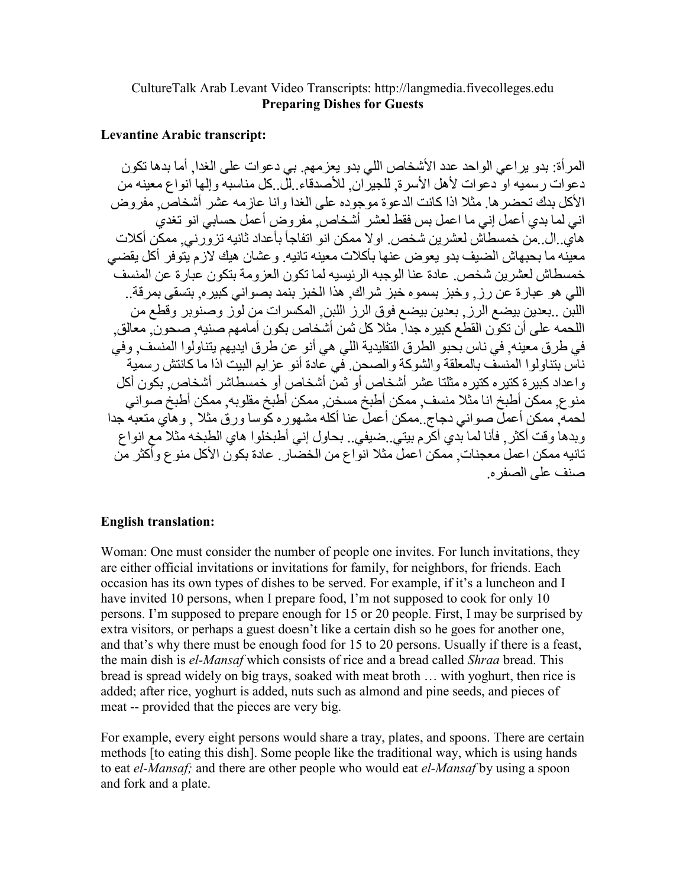CultureTalk Arab Levant Video Transcripts: http://langmedia.fivecolleges.edu
**Preparing Dishes for Guests**

**Levantine Arabic transcript:**

المرأة: بدو يراعي الواحد عدد الأشخاص اللي بدو يعزمهم. بي دعوات على الغدا, أما بدها تكون دعوات رسميه او دعوات لأهل الأسرة, للجيران, للأصدقاء..لل..كل مناسبه وإلها انواع معينه من الأكل بدك تحضرها. مثلا اذا كانت الدعوة موجوده على الغدا وانا عازمه عشر أشخاص, مفروض اني لما بدي أعمل إني ما اعمل بس فقط لعشر أشخاص, مفروض أعمل حسابي انو تغدي هاي..ال..من خمسطاش لعشرين شخص. اولا ممكن انو اتفاجأ بأعداد ثانيه تزورني, ممكن أكلات معينه ما بحبهاش الضيف بدو يعوض عنها بأكلات معينه تانيه. وعشان هيك لازم يتوفر أكل يقضي خمسطاش لعشرين شخص. عادة عنا الوجبه الرئيسيه لما تكون العزومة بتكون عبارة عن المنسف اللي هو عبارة عن رز, وخبز بسموه خبز شراك, هذا الخبز بنمد بصواني كبيره, بتسقى بمرقة.. اللبن ..بعدين بيضع الرز, بعدين بيضع فوق الرز اللبن, المكسرات من لوز وصنوبر وقطع من اللحمه على أن تكون القطع كبيره جدا. مثلا كل ثمن أشخاص بكون أمامهم صنيه, صحون, معالق, في طرق معينه, في ناس بحبو الطرق التقليدية اللي هي أنو عن طرق ايديهم يتناولوا المنسف, وفي ناس بتناولوا المنسف بالمعلقة والشوكة والصحن. في عادة أنو عزايم البيت اذا ما كانتش رسمية واعداد كبيرة كتيره كتيره مثلتا عشر أشخاص أو ثمن أشخاص أو خمسطاشر أشخاص, بكون أكل منوع, ممكن أطبخ انا مثلا منسف, ممكن أطبخ مسخن, ممكن أطبخ مقلوبه, ممكن أطبخ صواني لحمه, ممكن أعمل صواني دجاج..ممكن أعمل عنا أكله مشهوره كوسا ورق مثلا , وهاي متعبه جدا وبدها وقت أكثر, فأنا لما بدي أكرم بيتي..ضيفي.. بحاول إني أطبخلوا هاي الطبخه مثلا مع انواع تانيه ممكن اعمل معجنات, ممكن اعمل مثلا انواع من الخضار. عادة بكون الأكل منوع وأكثر من صنف على الصفره.

**English translation:**

Woman: One must consider the number of people one invites. For lunch invitations, they are either official invitations or invitations for family, for neighbors, for friends. Each occasion has its own types of dishes to be served. For example, if it's a luncheon and I have invited 10 persons, when I prepare food, I'm not supposed to cook for only 10 persons. I'm supposed to prepare enough for 15 or 20 people. First, I may be surprised by extra visitors, or perhaps a guest doesn't like a certain dish so he goes for another one, and that's why there must be enough food for 15 to 20 persons. Usually if there is a feast, the main dish is *el-Mansaf* which consists of rice and a bread called *Shraa* bread. This bread is spread widely on big trays, soaked with meat broth … with yoghurt, then rice is added; after rice, yoghurt is added, nuts such as almond and pine seeds, and pieces of meat -- provided that the pieces are very big.

For example, every eight persons would share a tray, plates, and spoons. There are certain methods [to eating this dish]. Some people like the traditional way, which is using hands to eat *el-Mansaf;* and there are other people who would eat *el-Mansaf* by using a spoon and fork and a plate.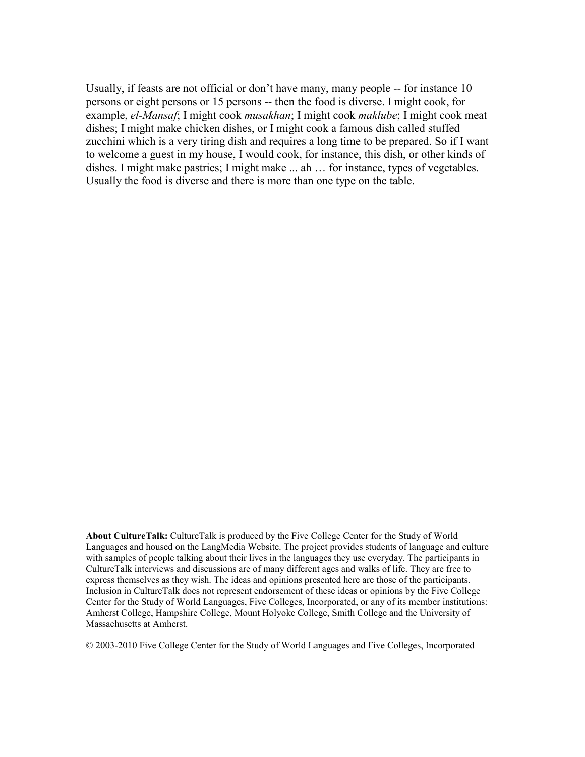Usually, if feasts are not official or don't have many, many people -- for instance 10 persons or eight persons or 15 persons -- then the food is diverse. I might cook, for example, *el-Mansaf*; I might cook *musakhan*; I might cook *maklube*; I might cook meat dishes; I might make chicken dishes, or I might cook a famous dish called stuffed zucchini which is a very tiring dish and requires a long time to be prepared. So if I want to welcome a guest in my house, I would cook, for instance, this dish, or other kinds of dishes. I might make pastries; I might make ... ah … for instance, types of vegetables. Usually the food is diverse and there is more than one type on the table.

**About CultureTalk:** CultureTalk is produced by the Five College Center for the Study of World Languages and housed on the LangMedia Website. The project provides students of language and culture with samples of people talking about their lives in the languages they use everyday. The participants in CultureTalk interviews and discussions are of many different ages and walks of life. They are free to express themselves as they wish. The ideas and opinions presented here are those of the participants. Inclusion in CultureTalk does not represent endorsement of these ideas or opinions by the Five College Center for the Study of World Languages, Five Colleges, Incorporated, or any of its member institutions: Amherst College, Hampshire College, Mount Holyoke College, Smith College and the University of Massachusetts at Amherst.

© 2003-2010 Five College Center for the Study of World Languages and Five Colleges, Incorporated